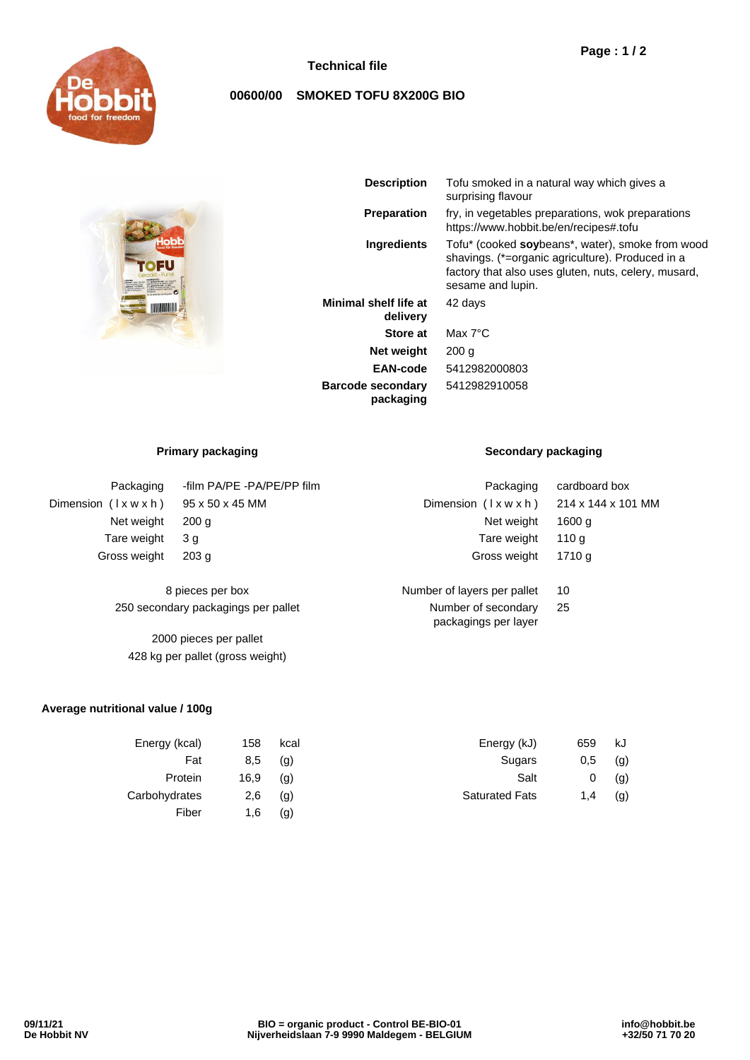# Technical file

## 00600/00 SMOKED TOFU 8X200G BIO

| | |
|---|---|
| **Description** | Tofu smoked in a natural way which gives a surprising flavour |
| **Preparation** | fry, in vegetables preparations, wok preparations https://www.hobbit.be/en/recipes#.tofu |
| **Ingredients** | Tofu* (cooked **soy**beans*, water), smoke from wood shavings. (*=organic agriculture). Produced in a factory that also uses gluten, nuts, celery, musard, sesame and lupin. |
| **Minimal shelf life at delivery** | 42 days |
| **Store at** | Max 7°C |
| **Net weight** | 200 g |
| **EAN-code** | 5412982000803 |
| **Barcode secondary packaging** | 5412982910058 |

### Primary packaging

| | |
|---|---|
| Packaging | -film PA/PE -PA/PE/PP film |
| Dimension ( l x w x h ) | 95 x 50 x 45 MM |
| Net weight | 200 g |
| Tare weight | 3 g |
| Gross weight | 203 g |

8 pieces per box

250 secondary packagings per pallet

2000 pieces per pallet

428 kg per pallet (gross weight)

### Secondary packaging

| | |
|---|---|
| Packaging | cardboard box |
| Dimension ( l x w x h ) | 214 x 144 x 101 MM |
| Net weight | 1600 g |
| Tare weight | 110 g |
| Gross weight | 1710 g |
| Number of layers per pallet | 10 |
| Number of secondary packagings per layer | 25 |

### Average nutritional value / 100g

| | | |
|---|---|---|
| Energy (kcal) | 158 | kcal |
| Fat | 8,5 | (g) |
| Protein | 16,9 | (g) |
| Carbohydrates | 2,6 | (g) |
| Fiber | 1,6 | (g) |
| Energy (kJ) | 659 | kJ |
| Sugars | 0,5 | (g) |
| Salt | 0 | (g) |
| Saturated Fats | 1,4 | (g) |

09/11/21
De Hobbit NV

BIO = organic product - Control BE-BIO-01
Nijverheidslaan 7-9 9990 Maldegem - BELGIUM

info@hobbit.be
+32/50 71 70 20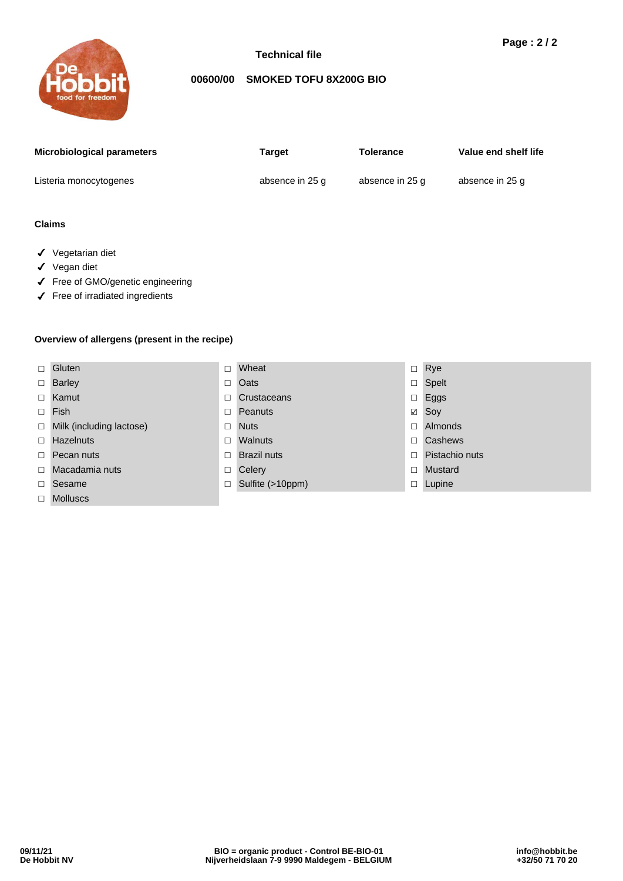Technical file

**00600/00 SMOKED TOFU 8X200G BIO**

| Microbiological parameters | Target | Tolerance | Value end shelf life |
|---|---|---|---|
| Listeria monocytogenes | absence in 25 g | absence in 25 g | absence in 25 g |

**Claims**

- ✓ Vegetarian diet
- ✓ Vegan diet
- ✓ Free of GMO/genetic engineering
- ✓ Free of irradiated ingredients

**Overview of allergens (present in the recipe)**

| | | |
|---|---|---|
| ☐ Gluten | ☐ Wheat | ☐ Rye |
| ☐ Barley | ☐ Oats | ☐ Spelt |
| ☐ Kamut | ☐ Crustaceans | ☐ Eggs |
| ☐ Fish | ☐ Peanuts | ☑ Soy |
| ☐ Milk (including lactose) | ☐ Nuts | ☐ Almonds |
| ☐ Hazelnuts | ☐ Walnuts | ☐ Cashews |
| ☐ Pecan nuts | ☐ Brazil nuts | ☐ Pistachio nuts |
| ☐ Macadamia nuts | ☐ Celery | ☐ Mustard |
| ☐ Sesame | ☐ Sulfite (>10ppm) | ☐ Lupine |
| ☐ Molluscs | | |

09/11/21
De Hobbit NV

BIO = organic product - Control BE-BIO-01
Nijverheidslaan 7-9 9990 Maldegem - BELGIUM

info@hobbit.be
+32/50 71 70 20